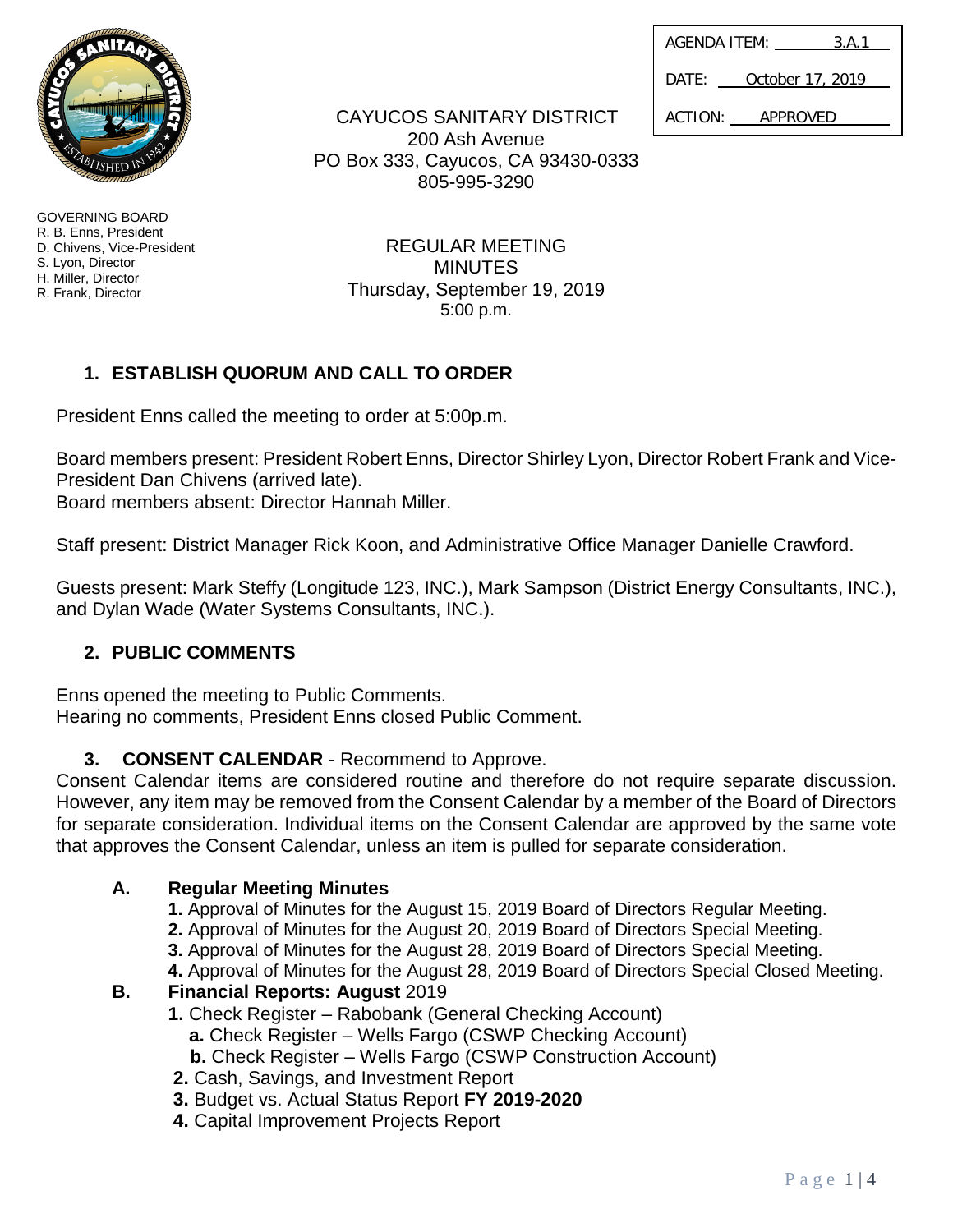| AGENDA ITEM: | 3.A.1 |
| --- | --- |
| DATE: | October 17, 2019 |
| ACTION: | APPROVED |

CAYUCOS SANITARY DISTRICT
200 Ash Avenue
PO Box 333, Cayucos, CA 93430-0333
805-995-3290

GOVERNING BOARD
R. B. Enns, President
D. Chivens, Vice-President
S. Lyon, Director
H. Miller, Director
R. Frank, Director

REGULAR MEETING
MINUTES
Thursday, September 19, 2019
5:00 p.m.

## 1. ESTABLISH QUORUM AND CALL TO ORDER

President Enns called the meeting to order at 5:00p.m.

Board members present: President Robert Enns, Director Shirley Lyon, Director Robert Frank and Vice-President Dan Chivens (arrived late).
Board members absent: Director Hannah Miller.

Staff present: District Manager Rick Koon, and Administrative Office Manager Danielle Crawford.

Guests present: Mark Steffy (Longitude 123, INC.), Mark Sampson (District Energy Consultants, INC.), and Dylan Wade (Water Systems Consultants, INC.).

## 2. PUBLIC COMMENTS

Enns opened the meeting to Public Comments.
Hearing no comments, President Enns closed Public Comment.

## 3. CONSENT CALENDAR - Recommend to Approve.

Consent Calendar items are considered routine and therefore do not require separate discussion. However, any item may be removed from the Consent Calendar by a member of the Board of Directors for separate consideration. Individual items on the Consent Calendar are approved by the same vote that approves the Consent Calendar, unless an item is pulled for separate consideration.

**A. Regular Meeting Minutes**

- **1.** Approval of Minutes for the August 15, 2019 Board of Directors Regular Meeting.
- **2.** Approval of Minutes for the August 20, 2019 Board of Directors Special Meeting.
- **3.** Approval of Minutes for the August 28, 2019 Board of Directors Special Meeting.
- **4.** Approval of Minutes for the August 28, 2019 Board of Directors Special Closed Meeting.

**B. Financial Reports: August** 2019

- **1.** Check Register – Rabobank (General Checking Account)
  - **a.** Check Register – Wells Fargo (CSWP Checking Account)
  - **b.** Check Register – Wells Fargo (CSWP Construction Account)
- **2.** Cash, Savings, and Investment Report
- **3.** Budget vs. Actual Status Report **FY 2019-2020**
- **4.** Capital Improvement Projects Report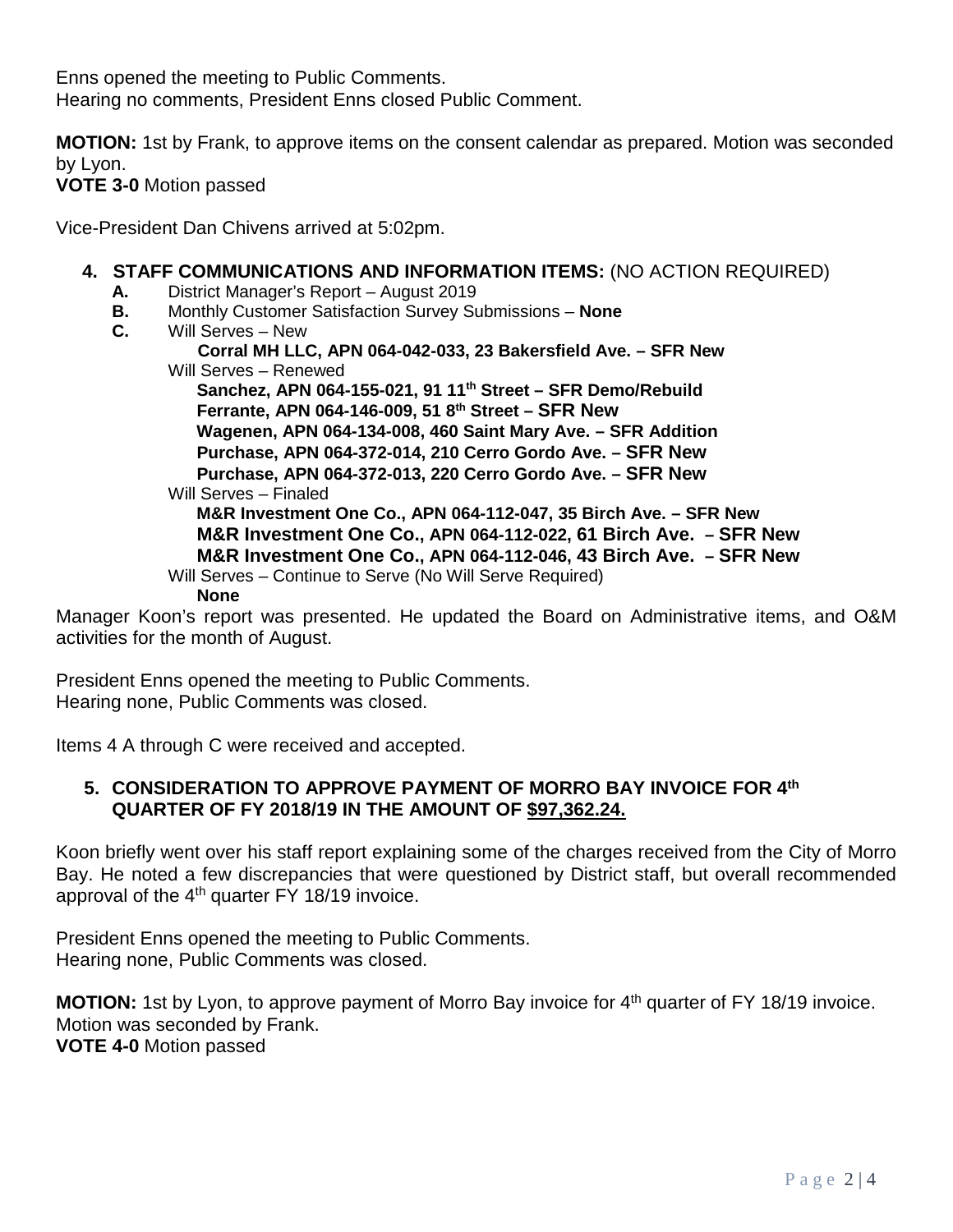Enns opened the meeting to Public Comments.
Hearing no comments, President Enns closed Public Comment.

**MOTION:** 1st by Frank, to approve items on the consent calendar as prepared. Motion was seconded by Lyon.
**VOTE 3-0** Motion passed

Vice-President Dan Chivens arrived at 5:02pm.

## 4. STAFF COMMUNICATIONS AND INFORMATION ITEMS: (NO ACTION REQUIRED)

- **A.** District Manager's Report – August 2019
- **B.** Monthly Customer Satisfaction Survey Submissions – **None**
- **C.** Will Serves – New
  - **Corral MH LLC, APN 064-042-033, 23 Bakersfield Ave. – SFR New**

  Will Serves – Renewed
  - **Sanchez, APN 064-155-021, 91 11th Street – SFR Demo/Rebuild**
  - **Ferrante, APN 064-146-009, 51 8th Street – SFR New**
  - **Wagenen, APN 064-134-008, 460 Saint Mary Ave. – SFR Addition**
  - **Purchase, APN 064-372-014, 210 Cerro Gordo Ave. – SFR New**
  - **Purchase, APN 064-372-013, 220 Cerro Gordo Ave. – SFR New**

  Will Serves – Finaled
  - **M&R Investment One Co., APN 064-112-047, 35 Birch Ave. – SFR New**
  - **M&R Investment One Co., APN 064-112-022, 61 Birch Ave. – SFR New**
  - **M&R Investment One Co., APN 064-112-046, 43 Birch Ave. – SFR New**

  Will Serves – Continue to Serve (No Will Serve Required)
  - **None**

Manager Koon's report was presented. He updated the Board on Administrative items, and O&M activities for the month of August.

President Enns opened the meeting to Public Comments.
Hearing none, Public Comments was closed.

Items 4 A through C were received and accepted.

## 5. CONSIDERATION TO APPROVE PAYMENT OF MORRO BAY INVOICE FOR 4th QUARTER OF FY 2018/19 IN THE AMOUNT OF $97,362.24.

Koon briefly went over his staff report explaining some of the charges received from the City of Morro Bay. He noted a few discrepancies that were questioned by District staff, but overall recommended approval of the 4th quarter FY 18/19 invoice.

President Enns opened the meeting to Public Comments.
Hearing none, Public Comments was closed.

**MOTION:** 1st by Lyon, to approve payment of Morro Bay invoice for 4th quarter of FY 18/19 invoice. Motion was seconded by Frank.
**VOTE 4-0** Motion passed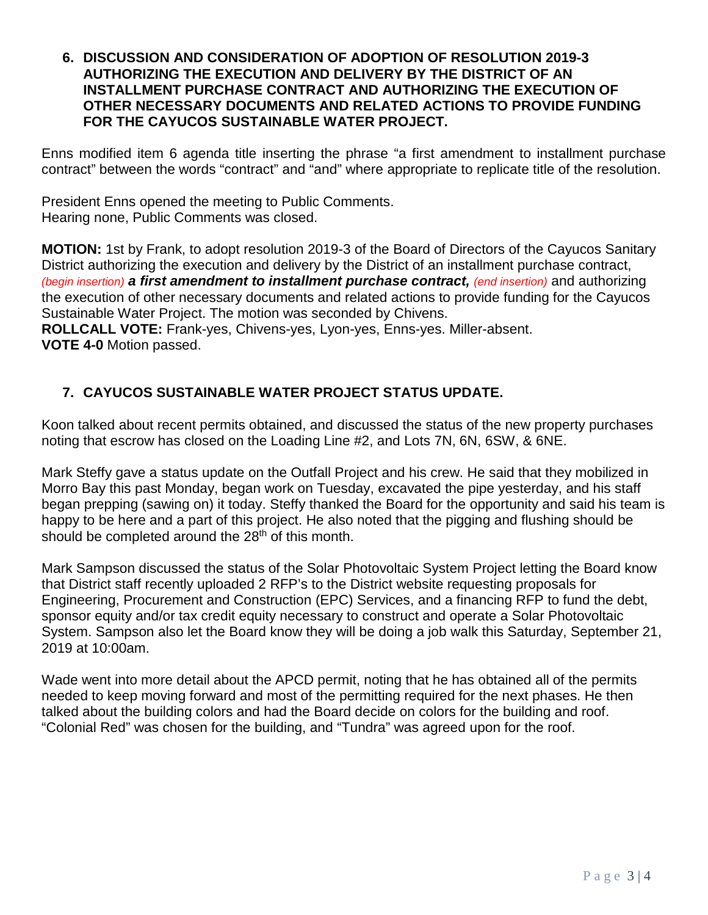### 6. DISCUSSION AND CONSIDERATION OF ADOPTION OF RESOLUTION 2019-3 AUTHORIZING THE EXECUTION AND DELIVERY BY THE DISTRICT OF AN INSTALLMENT PURCHASE CONTRACT AND AUTHORIZING THE EXECUTION OF OTHER NECESSARY DOCUMENTS AND RELATED ACTIONS TO PROVIDE FUNDING FOR THE CAYUCOS SUSTAINABLE WATER PROJECT.

Enns modified item 6 agenda title inserting the phrase "a first amendment to installment purchase contract" between the words "contract" and "and" where appropriate to replicate title of the resolution.

President Enns opened the meeting to Public Comments.
Hearing none, Public Comments was closed.

**MOTION:** 1st by Frank, to adopt resolution 2019-3 of the Board of Directors of the Cayucos Sanitary District authorizing the execution and delivery by the District of an installment purchase contract, *(begin insertion)* ***a first amendment to installment purchase contract,*** *(end insertion)* and authorizing the execution of other necessary documents and related actions to provide funding for the Cayucos Sustainable Water Project. The motion was seconded by Chivens.
**ROLLCALL VOTE:** Frank-yes, Chivens-yes, Lyon-yes, Enns-yes. Miller-absent.
**VOTE 4-0** Motion passed.

### 7. CAYUCOS SUSTAINABLE WATER PROJECT STATUS UPDATE.

Koon talked about recent permits obtained, and discussed the status of the new property purchases noting that escrow has closed on the Loading Line #2, and Lots 7N, 6N, 6SW, & 6NE.

Mark Steffy gave a status update on the Outfall Project and his crew. He said that they mobilized in Morro Bay this past Monday, began work on Tuesday, excavated the pipe yesterday, and his staff began prepping (sawing on) it today. Steffy thanked the Board for the opportunity and said his team is happy to be here and a part of this project. He also noted that the pigging and flushing should be should be completed around the 28th of this month.

Mark Sampson discussed the status of the Solar Photovoltaic System Project letting the Board know that District staff recently uploaded 2 RFP's to the District website requesting proposals for Engineering, Procurement and Construction (EPC) Services, and a financing RFP to fund the debt, sponsor equity and/or tax credit equity necessary to construct and operate a Solar Photovoltaic System. Sampson also let the Board know they will be doing a job walk this Saturday, September 21, 2019 at 10:00am.

Wade went into more detail about the APCD permit, noting that he has obtained all of the permits needed to keep moving forward and most of the permitting required for the next phases. He then talked about the building colors and had the Board decide on colors for the building and roof. "Colonial Red" was chosen for the building, and "Tundra" was agreed upon for the roof.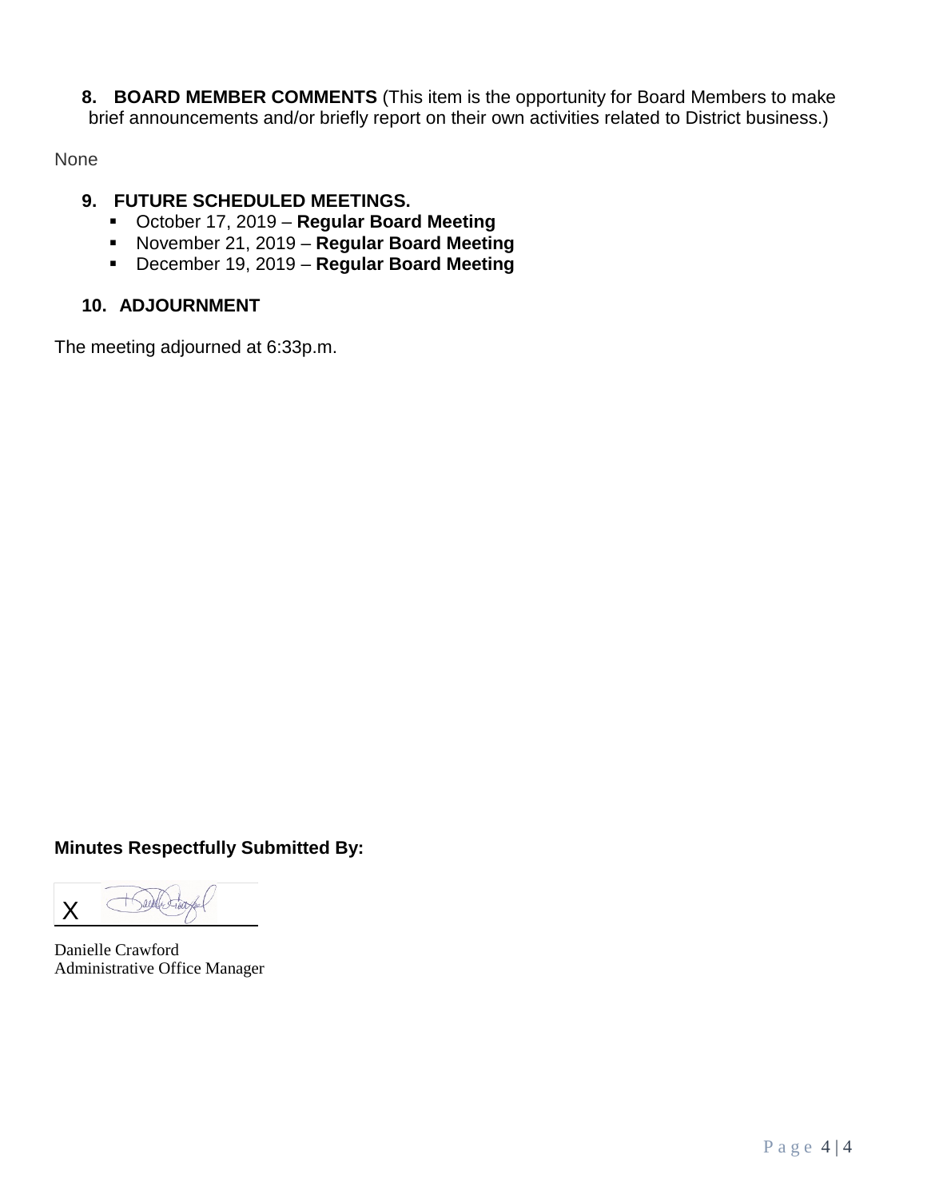**8. BOARD MEMBER COMMENTS** (This item is the opportunity for Board Members to make brief announcements and/or briefly report on their own activities related to District business.)

None

**9. FUTURE SCHEDULED MEETINGS.**

- October 17, 2019 – **Regular Board Meeting**
- November 21, 2019 – **Regular Board Meeting**
- December 19, 2019 – **Regular Board Meeting**

**10. ADJOURNMENT**

The meeting adjourned at 6:33p.m.

**Minutes Respectfully Submitted By:**

X

Danielle Crawford
Administrative Office Manager